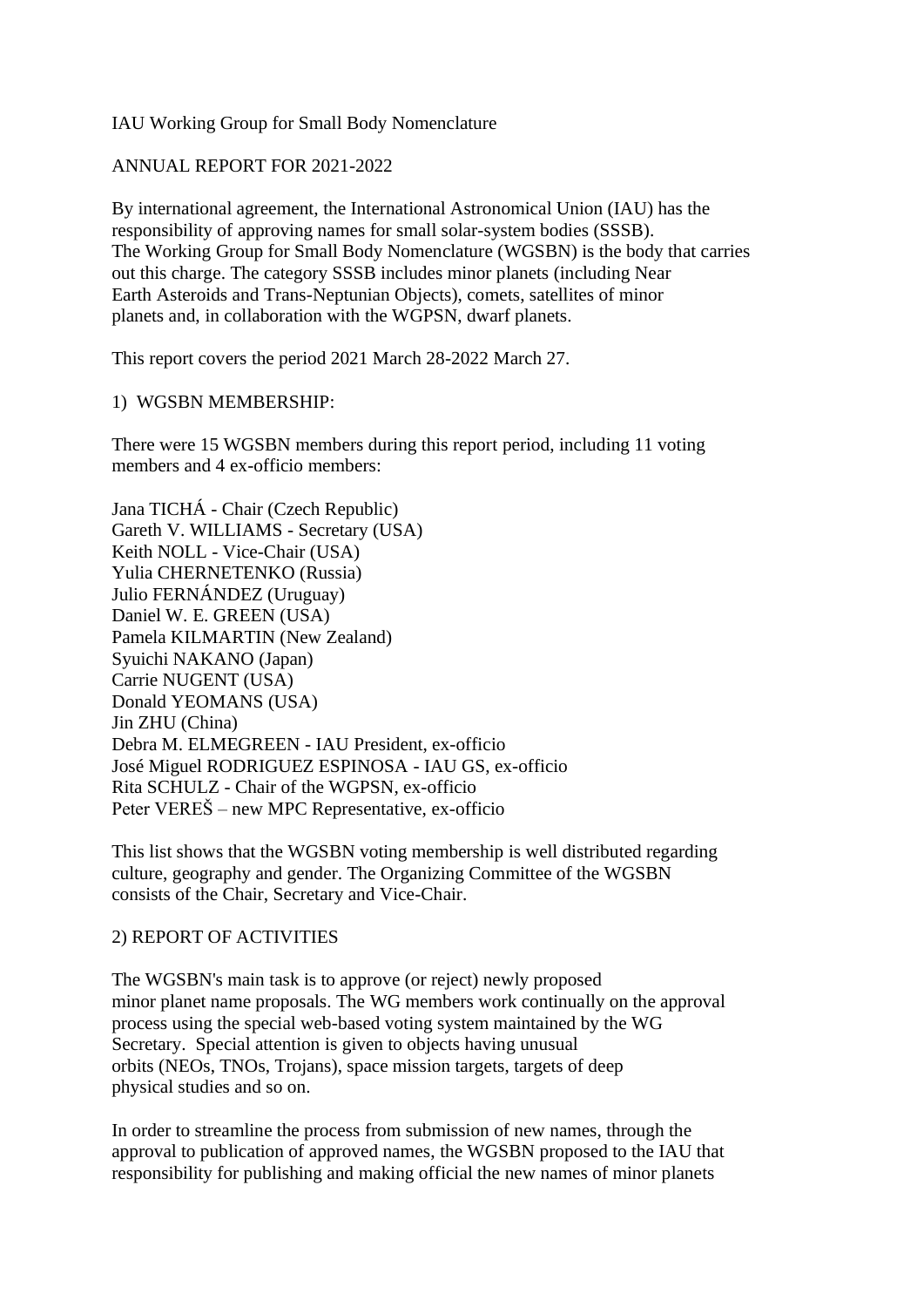# IAU Working Group for Small Body Nomenclature

## ANNUAL REPORT FOR 2021-2022

By international agreement, the International Astronomical Union (IAU) has the responsibility of approving names for small solar-system bodies (SSSB). The Working Group for Small Body Nomenclature (WGSBN) is the body that carries out this charge. The category SSSB includes minor planets (including Near Earth Asteroids and Trans-Neptunian Objects), comets, satellites of minor planets and, in collaboration with the WGPSN, dwarf planets.

This report covers the period 2021 March 28-2022 March 27.

### 1) WGSBN MEMBERSHIP:

There were 15 WGSBN members during this report period, including 11 voting members and 4 ex-officio members:

Jana TICHÁ - Chair (Czech Republic)
Gareth V. WILLIAMS - Secretary (USA)
Keith NOLL - Vice-Chair (USA)
Yulia CHERNETENKO (Russia)
Julio FERNÁNDEZ (Uruguay)
Daniel W. E. GREEN (USA)
Pamela KILMARTIN (New Zealand)
Syuichi NAKANO (Japan)
Carrie NUGENT (USA)
Donald YEOMANS (USA)
Jin ZHU (China)
Debra M. ELMEGREEN - IAU President, ex-officio
José Miguel RODRIGUEZ ESPINOSA - IAU GS, ex-officio
Rita SCHULZ - Chair of the WGPSN, ex-officio
Peter VEREŠ – new MPC Representative, ex-officio

This list shows that the WGSBN voting membership is well distributed regarding culture, geography and gender. The Organizing Committee of the WGSBN consists of the Chair, Secretary and Vice-Chair.

### 2) REPORT OF ACTIVITIES

The WGSBN's main task is to approve (or reject) newly proposed minor planet name proposals. The WG members work continually on the approval process using the special web-based voting system maintained by the WG Secretary. Special attention is given to objects having unusual orbits (NEOs, TNOs, Trojans), space mission targets, targets of deep physical studies and so on.

In order to streamline the process from submission of new names, through the approval to publication of approved names, the WGSBN proposed to the IAU that responsibility for publishing and making official the new names of minor planets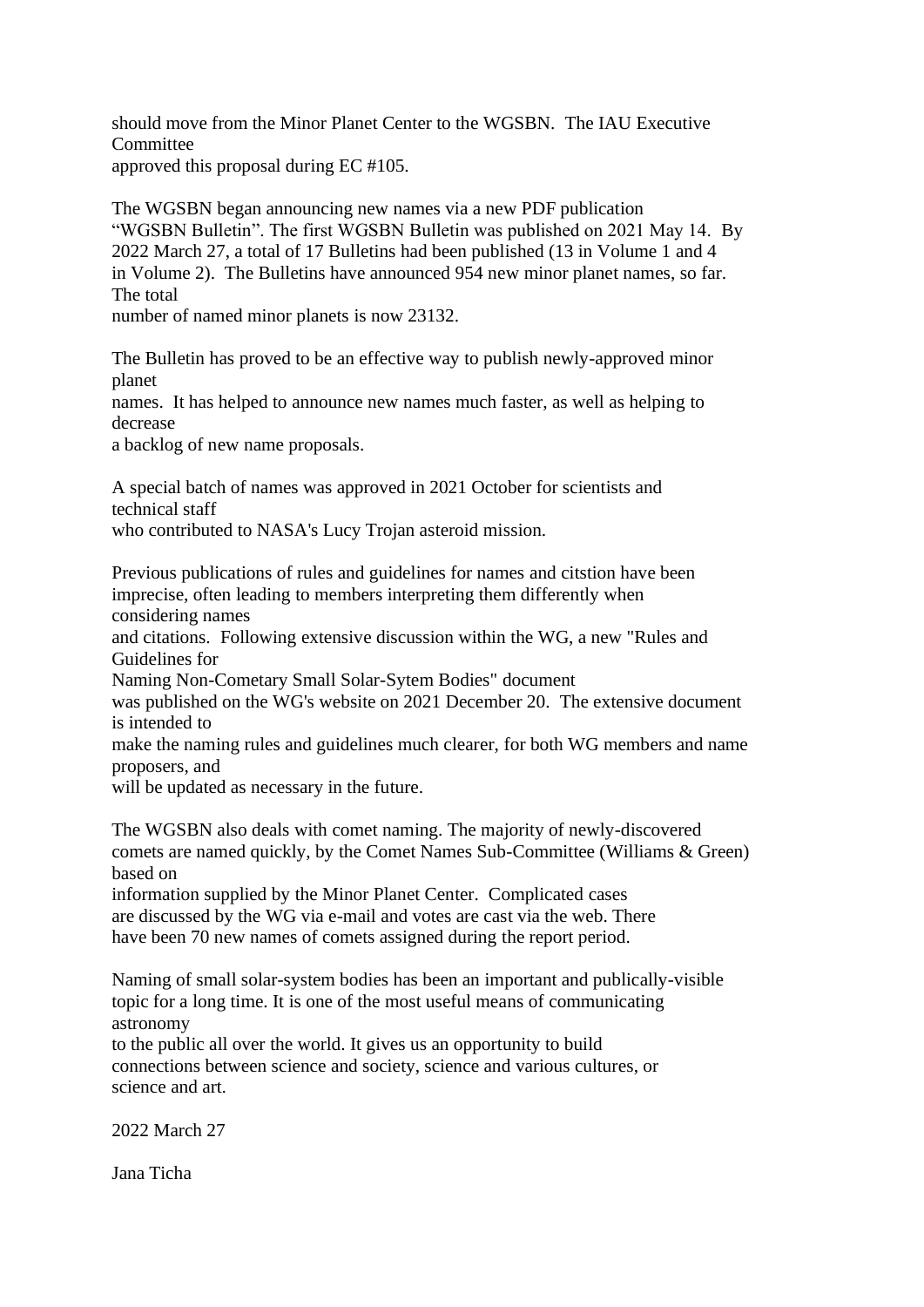should move from the Minor Planet Center to the WGSBN. The IAU Executive Committee approved this proposal during EC #105.

The WGSBN began announcing new names via a new PDF publication "WGSBN Bulletin". The first WGSBN Bulletin was published on 2021 May 14. By 2022 March 27, a total of 17 Bulletins had been published (13 in Volume 1 and 4 in Volume 2). The Bulletins have announced 954 new minor planet names, so far. The total number of named minor planets is now 23132.

The Bulletin has proved to be an effective way to publish newly-approved minor planet names. It has helped to announce new names much faster, as well as helping to decrease a backlog of new name proposals.

A special batch of names was approved in 2021 October for scientists and technical staff who contributed to NASA's Lucy Trojan asteroid mission.

Previous publications of rules and guidelines for names and citstion have been imprecise, often leading to members interpreting them differently when considering names and citations. Following extensive discussion within the WG, a new "Rules and Guidelines for Naming Non-Cometary Small Solar-Sytem Bodies" document was published on the WG's website on 2021 December 20. The extensive document is intended to make the naming rules and guidelines much clearer, for both WG members and name proposers, and will be updated as necessary in the future.

The WGSBN also deals with comet naming. The majority of newly-discovered comets are named quickly, by the Comet Names Sub-Committee (Williams & Green) based on information supplied by the Minor Planet Center. Complicated cases are discussed by the WG via e-mail and votes are cast via the web. There have been 70 new names of comets assigned during the report period.

Naming of small solar-system bodies has been an important and publically-visible topic for a long time. It is one of the most useful means of communicating astronomy to the public all over the world. It gives us an opportunity to build connections between science and society, science and various cultures, or science and art.

2022 March 27

Jana Ticha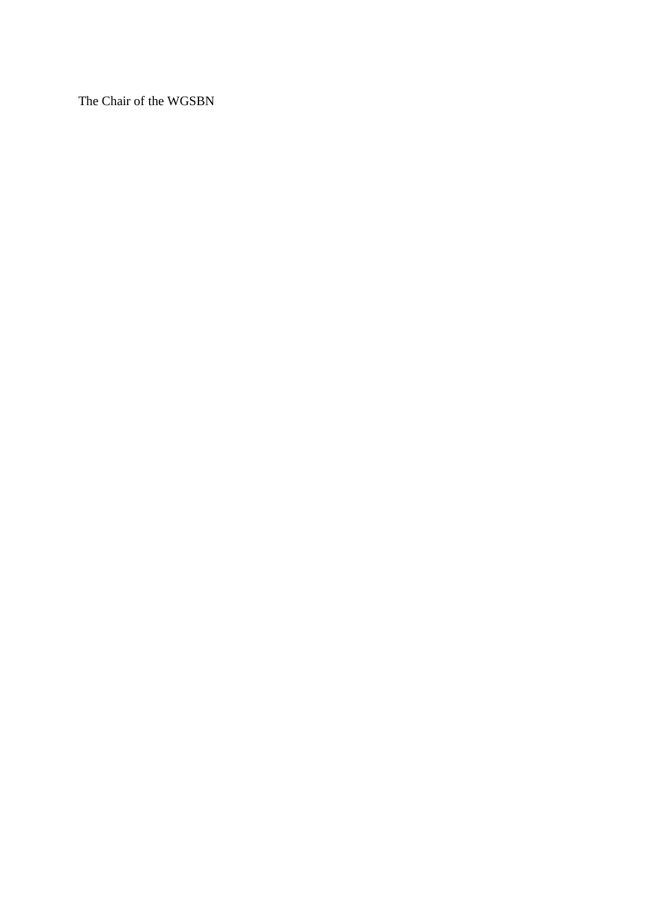The Chair of the WGSBN